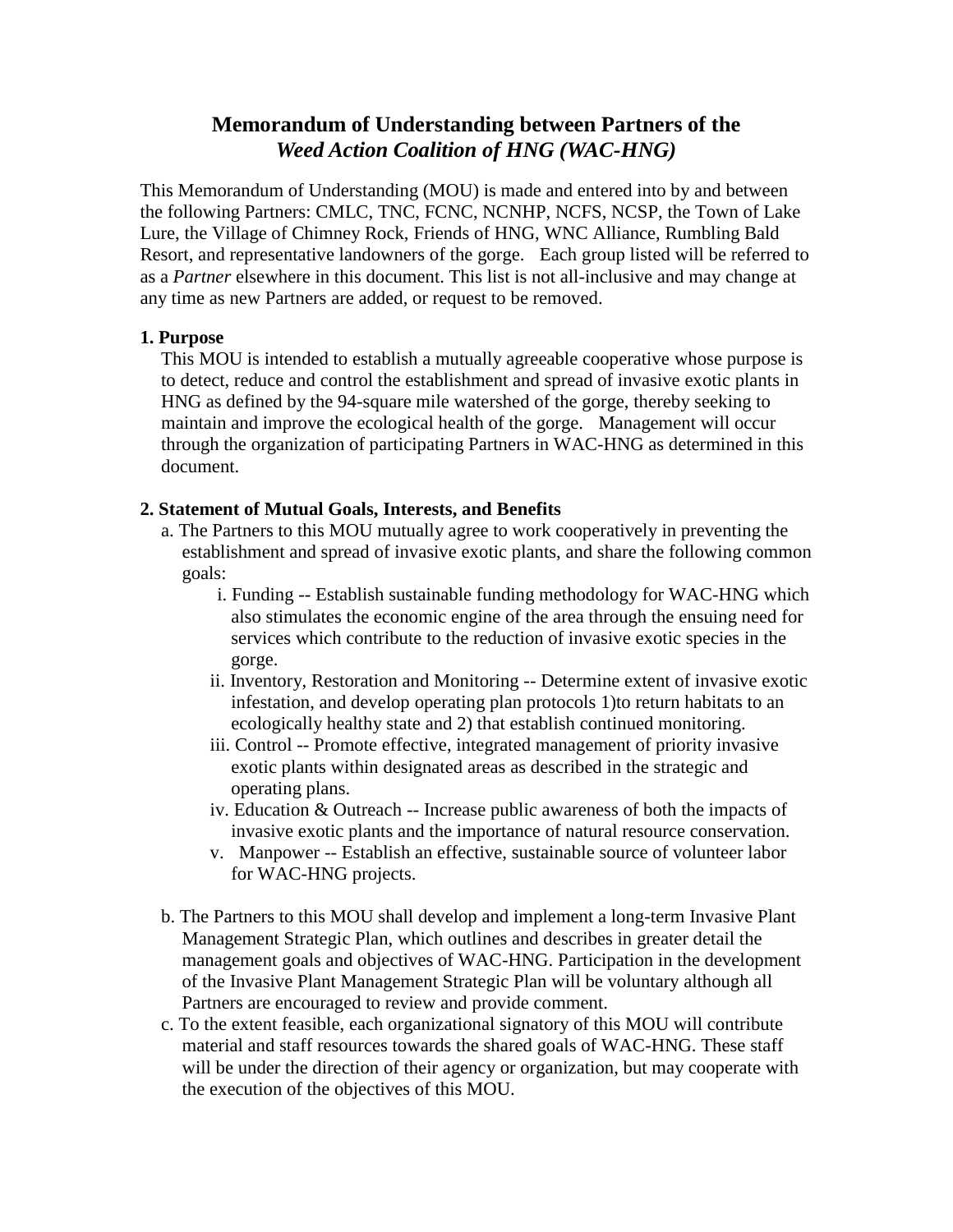# Memorandum of Understanding between Partners of the *Weed Action Coalition of HNG (WAC-HNG)*

This Memorandum of Understanding (MOU) is made and entered into by and between the following Partners: CMLC, TNC, FCNC, NCNHP, NCFS, NCSP, the Town of Lake Lure, the Village of Chimney Rock, Friends of HNG, WNC Alliance, Rumbling Bald Resort, and representative landowners of the gorge. Each group listed will be referred to as a *Partner* elsewhere in this document. This list is not all-inclusive and may change at any time as new Partners are added, or request to be removed.

**1. Purpose**

This MOU is intended to establish a mutually agreeable cooperative whose purpose is to detect, reduce and control the establishment and spread of invasive exotic plants in HNG as defined by the 94-square mile watershed of the gorge, thereby seeking to maintain and improve the ecological health of the gorge. Management will occur through the organization of participating Partners in WAC-HNG as determined in this document.

**2. Statement of Mutual Goals, Interests, and Benefits**

a. The Partners to this MOU mutually agree to work cooperatively in preventing the establishment and spread of invasive exotic plants, and share the following common goals:

   i. Funding -- Establish sustainable funding methodology for WAC-HNG which also stimulates the economic engine of the area through the ensuing need for services which contribute to the reduction of invasive exotic species in the gorge.

   ii. Inventory, Restoration and Monitoring -- Determine extent of invasive exotic infestation, and develop operating plan protocols 1)to return habitats to an ecologically healthy state and 2) that establish continued monitoring.

   iii. Control -- Promote effective, integrated management of priority invasive exotic plants within designated areas as described in the strategic and operating plans.

   iv. Education & Outreach -- Increase public awareness of both the impacts of invasive exotic plants and the importance of natural resource conservation.

   v. Manpower -- Establish an effective, sustainable source of volunteer labor for WAC-HNG projects.

b. The Partners to this MOU shall develop and implement a long-term Invasive Plant Management Strategic Plan, which outlines and describes in greater detail the management goals and objectives of WAC-HNG. Participation in the development of the Invasive Plant Management Strategic Plan will be voluntary although all Partners are encouraged to review and provide comment.

c. To the extent feasible, each organizational signatory of this MOU will contribute material and staff resources towards the shared goals of WAC-HNG. These staff will be under the direction of their agency or organization, but may cooperate with the execution of the objectives of this MOU.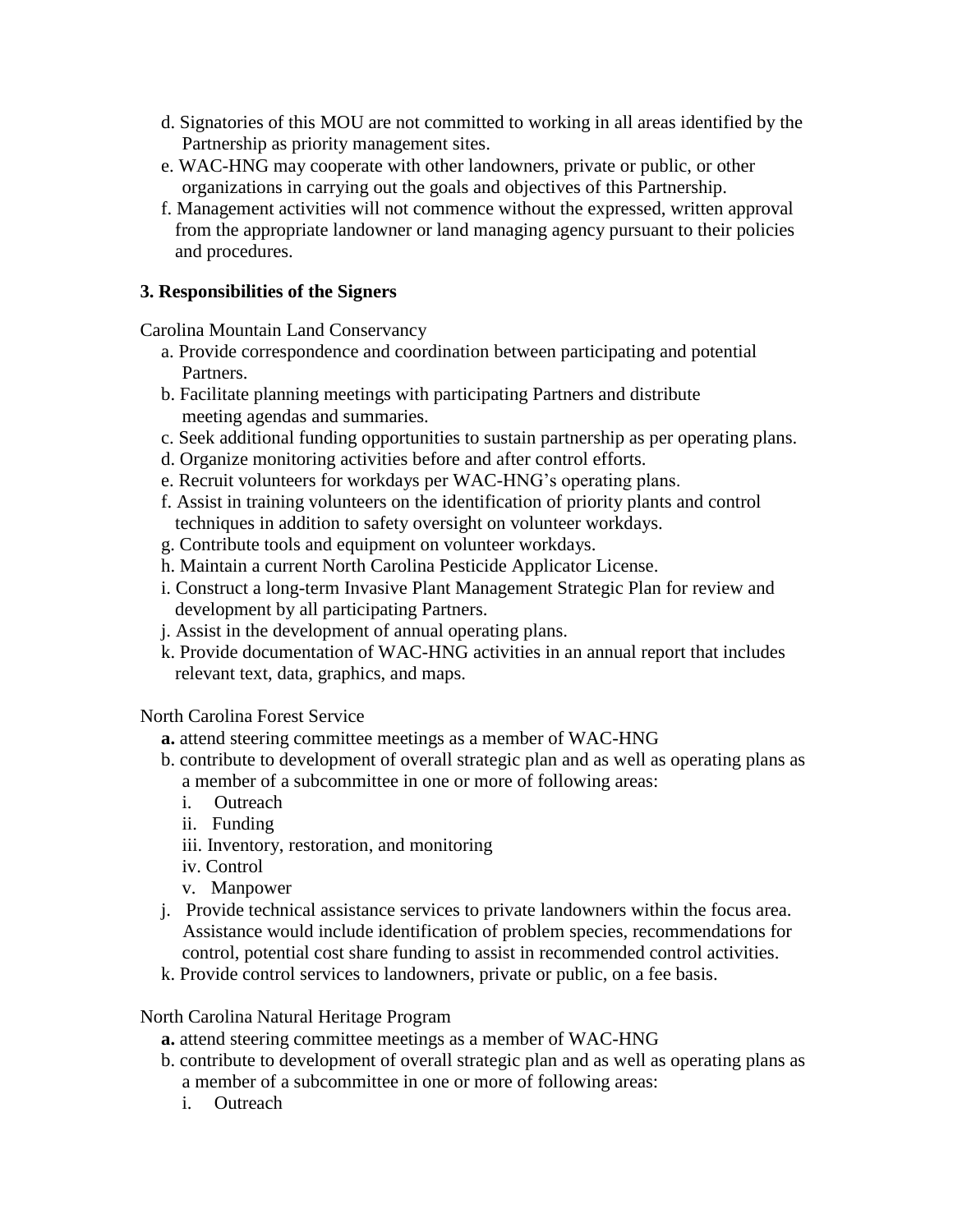d. Signatories of this MOU are not committed to working in all areas identified by the Partnership as priority management sites.
e. WAC-HNG may cooperate with other landowners, private or public, or other organizations in carrying out the goals and objectives of this Partnership.
f. Management activities will not commence without the expressed, written approval from the appropriate landowner or land managing agency pursuant to their policies and procedures.

**3. Responsibilities of the Signers**

Carolina Mountain Land Conservancy

a. Provide correspondence and coordination between participating and potential Partners.
b. Facilitate planning meetings with participating Partners and distribute meeting agendas and summaries.
c. Seek additional funding opportunities to sustain partnership as per operating plans.
d. Organize monitoring activities before and after control efforts.
e. Recruit volunteers for workdays per WAC-HNG's operating plans.
f. Assist in training volunteers on the identification of priority plants and control techniques in addition to safety oversight on volunteer workdays.
g. Contribute tools and equipment on volunteer workdays.
h. Maintain a current North Carolina Pesticide Applicator License.
i. Construct a long-term Invasive Plant Management Strategic Plan for review and development by all participating Partners.
j. Assist in the development of annual operating plans.
k. Provide documentation of WAC-HNG activities in an annual report that includes relevant text, data, graphics, and maps.

North Carolina Forest Service

**a.** attend steering committee meetings as a member of WAC-HNG
b. contribute to development of overall strategic plan and as well as operating plans as a member of a subcommittee in one or more of following areas:
   i. Outreach
   ii. Funding
   iii. Inventory, restoration, and monitoring
   iv. Control
   v. Manpower
j. Provide technical assistance services to private landowners within the focus area. Assistance would include identification of problem species, recommendations for control, potential cost share funding to assist in recommended control activities.
k. Provide control services to landowners, private or public, on a fee basis.

North Carolina Natural Heritage Program

**a.** attend steering committee meetings as a member of WAC-HNG
b. contribute to development of overall strategic plan and as well as operating plans as a member of a subcommittee in one or more of following areas:
   i. Outreach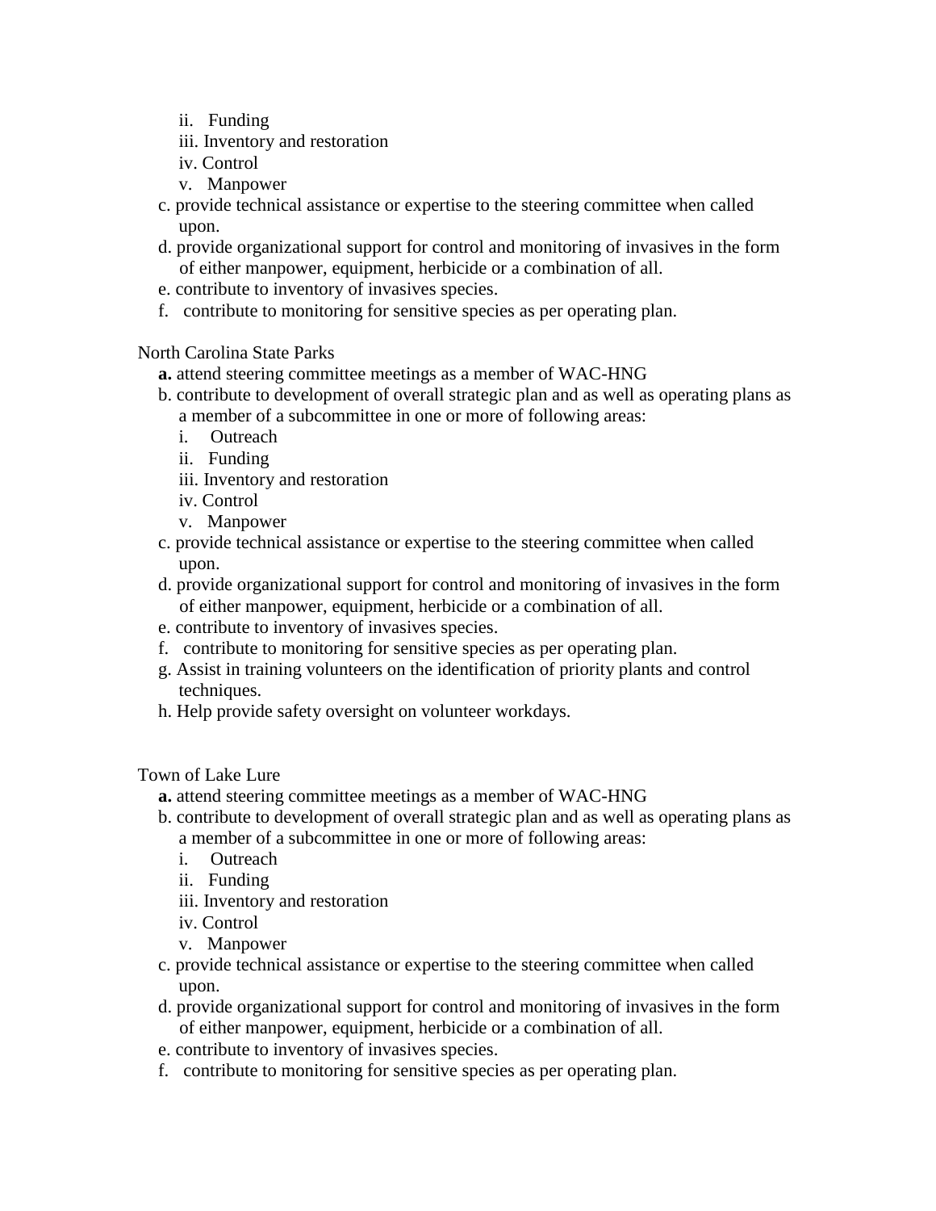ii. Funding
   iii. Inventory and restoration
   iv. Control
   v. Manpower
- c. provide technical assistance or expertise to the steering committee when called upon.
- d. provide organizational support for control and monitoring of invasives in the form of either manpower, equipment, herbicide or a combination of all.
- e. contribute to inventory of invasives species.
- f. contribute to monitoring for sensitive species as per operating plan.

North Carolina State Parks

- **a.** attend steering committee meetings as a member of WAC-HNG
- b. contribute to development of overall strategic plan and as well as operating plans as a member of a subcommittee in one or more of following areas:
   i. Outreach
   ii. Funding
   iii. Inventory and restoration
   iv. Control
   v. Manpower
- c. provide technical assistance or expertise to the steering committee when called upon.
- d. provide organizational support for control and monitoring of invasives in the form of either manpower, equipment, herbicide or a combination of all.
- e. contribute to inventory of invasives species.
- f. contribute to monitoring for sensitive species as per operating plan.
- g. Assist in training volunteers on the identification of priority plants and control techniques.
- h. Help provide safety oversight on volunteer workdays.

Town of Lake Lure

- **a.** attend steering committee meetings as a member of WAC-HNG
- b. contribute to development of overall strategic plan and as well as operating plans as a member of a subcommittee in one or more of following areas:
   i. Outreach
   ii. Funding
   iii. Inventory and restoration
   iv. Control
   v. Manpower
- c. provide technical assistance or expertise to the steering committee when called upon.
- d. provide organizational support for control and monitoring of invasives in the form of either manpower, equipment, herbicide or a combination of all.
- e. contribute to inventory of invasives species.
- f. contribute to monitoring for sensitive species as per operating plan.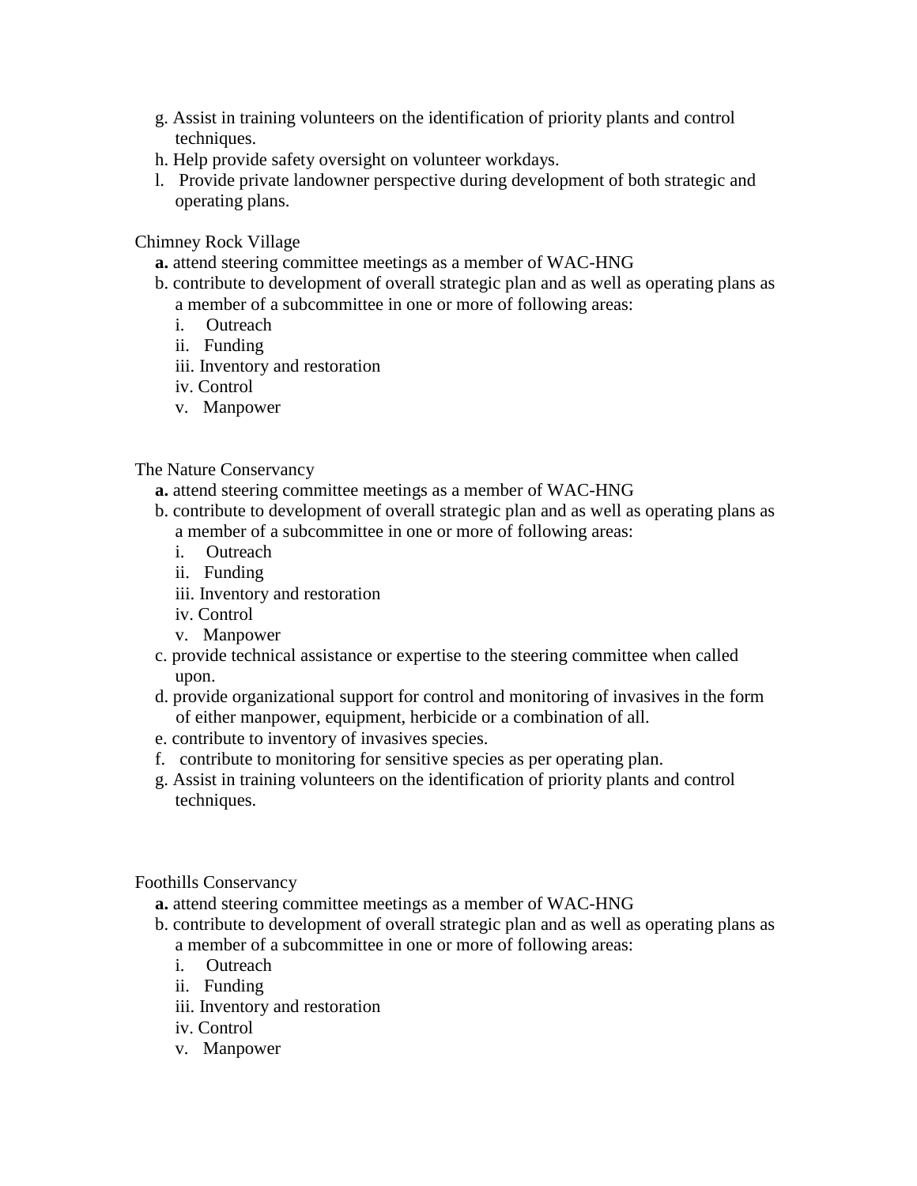g. Assist in training volunteers on the identification of priority plants and control techniques.
h. Help provide safety oversight on volunteer workdays.
l. Provide private landowner perspective during development of both strategic and operating plans.

Chimney Rock Village

**a.** attend steering committee meetings as a member of WAC-HNG
b. contribute to development of overall strategic plan and as well as operating plans as a member of a subcommittee in one or more of following areas:
  i. Outreach
  ii. Funding
  iii. Inventory and restoration
  iv. Control
  v. Manpower

The Nature Conservancy

**a.** attend steering committee meetings as a member of WAC-HNG
b. contribute to development of overall strategic plan and as well as operating plans as a member of a subcommittee in one or more of following areas:
  i. Outreach
  ii. Funding
  iii. Inventory and restoration
  iv. Control
  v. Manpower
c. provide technical assistance or expertise to the steering committee when called upon.
d. provide organizational support for control and monitoring of invasives in the form of either manpower, equipment, herbicide or a combination of all.
e. contribute to inventory of invasives species.
f. contribute to monitoring for sensitive species as per operating plan.
g. Assist in training volunteers on the identification of priority plants and control techniques.

Foothills Conservancy

**a.** attend steering committee meetings as a member of WAC-HNG
b. contribute to development of overall strategic plan and as well as operating plans as a member of a subcommittee in one or more of following areas:
  i. Outreach
  ii. Funding
  iii. Inventory and restoration
  iv. Control
  v. Manpower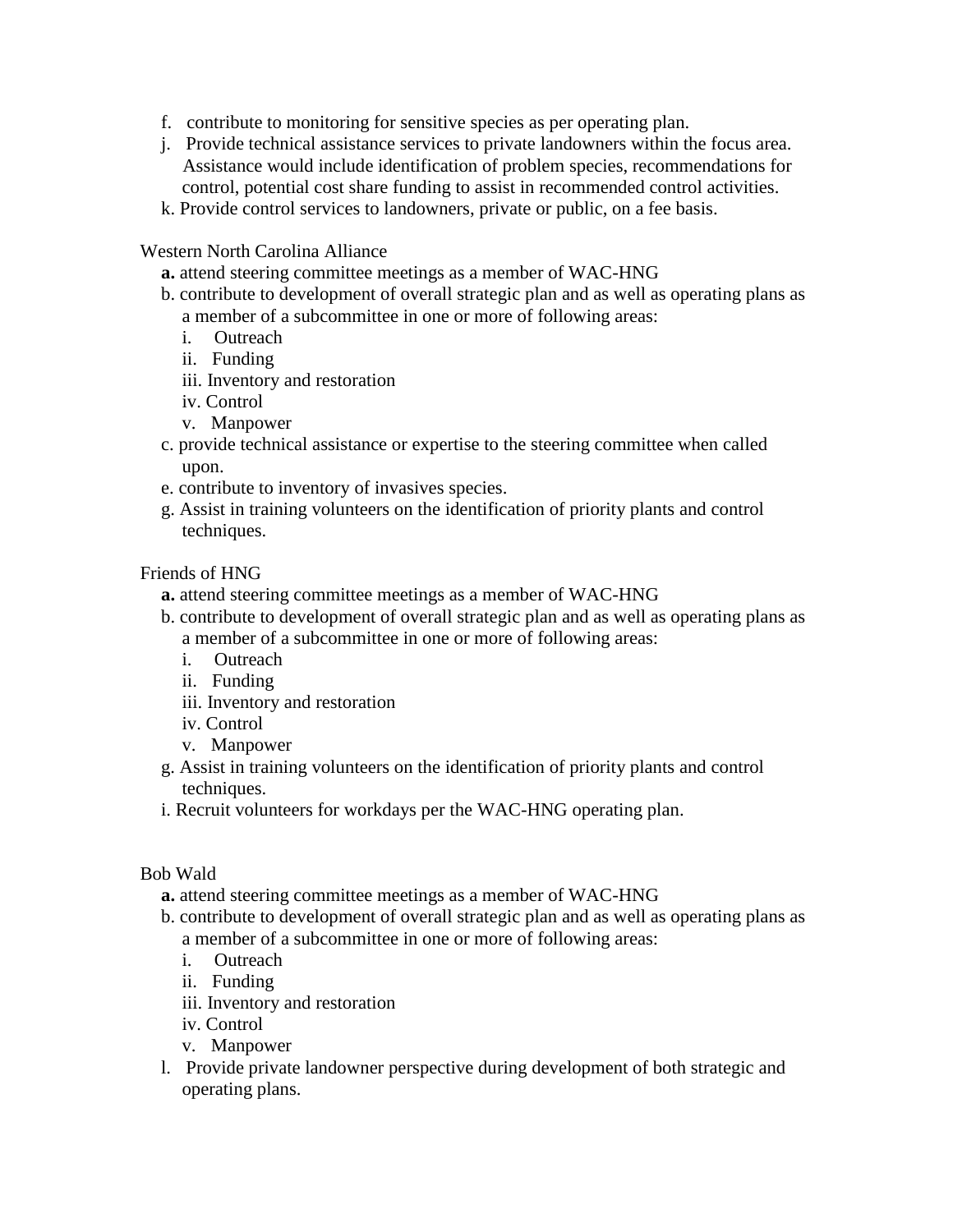f. contribute to monitoring for sensitive species as per operating plan.
j. Provide technical assistance services to private landowners within the focus area. Assistance would include identification of problem species, recommendations for control, potential cost share funding to assist in recommended control activities.
k. Provide control services to landowners, private or public, on a fee basis.

Western North Carolina Alliance

**a.** attend steering committee meetings as a member of WAC-HNG
b. contribute to development of overall strategic plan and as well as operating plans as a member of a subcommittee in one or more of following areas:
   i. Outreach
   ii. Funding
   iii. Inventory and restoration
   iv. Control
   v. Manpower
c. provide technical assistance or expertise to the steering committee when called upon.
e. contribute to inventory of invasives species.
g. Assist in training volunteers on the identification of priority plants and control techniques.

Friends of HNG

**a.** attend steering committee meetings as a member of WAC-HNG
b. contribute to development of overall strategic plan and as well as operating plans as a member of a subcommittee in one or more of following areas:
   i. Outreach
   ii. Funding
   iii. Inventory and restoration
   iv. Control
   v. Manpower
g. Assist in training volunteers on the identification of priority plants and control techniques.
i. Recruit volunteers for workdays per the WAC-HNG operating plan.

Bob Wald

**a.** attend steering committee meetings as a member of WAC-HNG
b. contribute to development of overall strategic plan and as well as operating plans as a member of a subcommittee in one or more of following areas:
   i. Outreach
   ii. Funding
   iii. Inventory and restoration
   iv. Control
   v. Manpower
l. Provide private landowner perspective during development of both strategic and operating plans.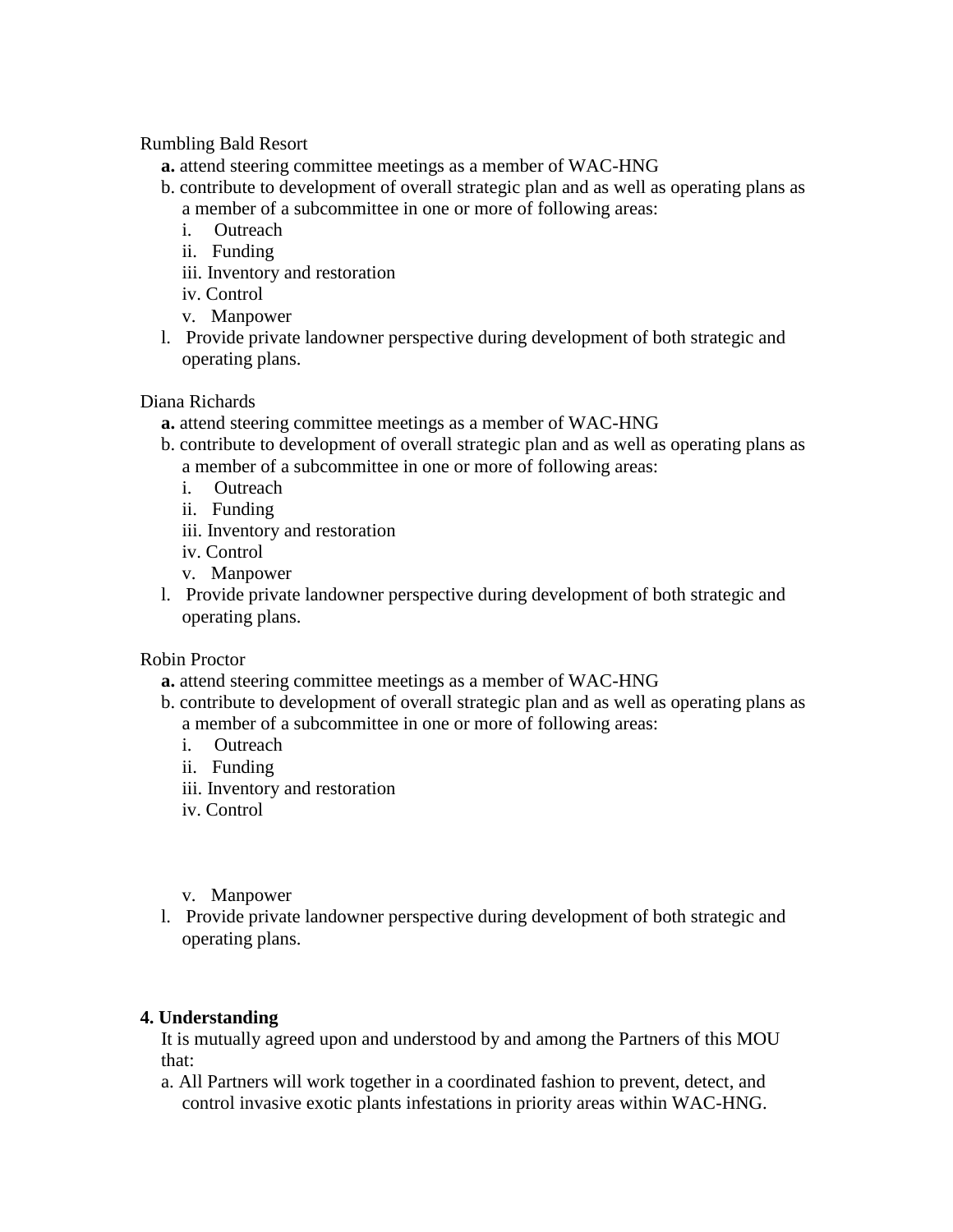Rumbling Bald Resort

- **a.** attend steering committee meetings as a member of WAC-HNG
- b. contribute to development of overall strategic plan and as well as operating plans as a member of a subcommittee in one or more of following areas:
  - i. Outreach
  - ii. Funding
  - iii. Inventory and restoration
  - iv. Control
  - v. Manpower
- l. Provide private landowner perspective during development of both strategic and operating plans.

Diana Richards

- **a.** attend steering committee meetings as a member of WAC-HNG
- b. contribute to development of overall strategic plan and as well as operating plans as a member of a subcommittee in one or more of following areas:
  - i. Outreach
  - ii. Funding
  - iii. Inventory and restoration
  - iv. Control
  - v. Manpower
- l. Provide private landowner perspective during development of both strategic and operating plans.

Robin Proctor

- **a.** attend steering committee meetings as a member of WAC-HNG
- b. contribute to development of overall strategic plan and as well as operating plans as a member of a subcommittee in one or more of following areas:
  - i. Outreach
  - ii. Funding
  - iii. Inventory and restoration
  - iv. Control
  - v. Manpower
- l. Provide private landowner perspective during development of both strategic and operating plans.

**4. Understanding**

It is mutually agreed upon and understood by and among the Partners of this MOU that:

a. All Partners will work together in a coordinated fashion to prevent, detect, and control invasive exotic plants infestations in priority areas within WAC-HNG.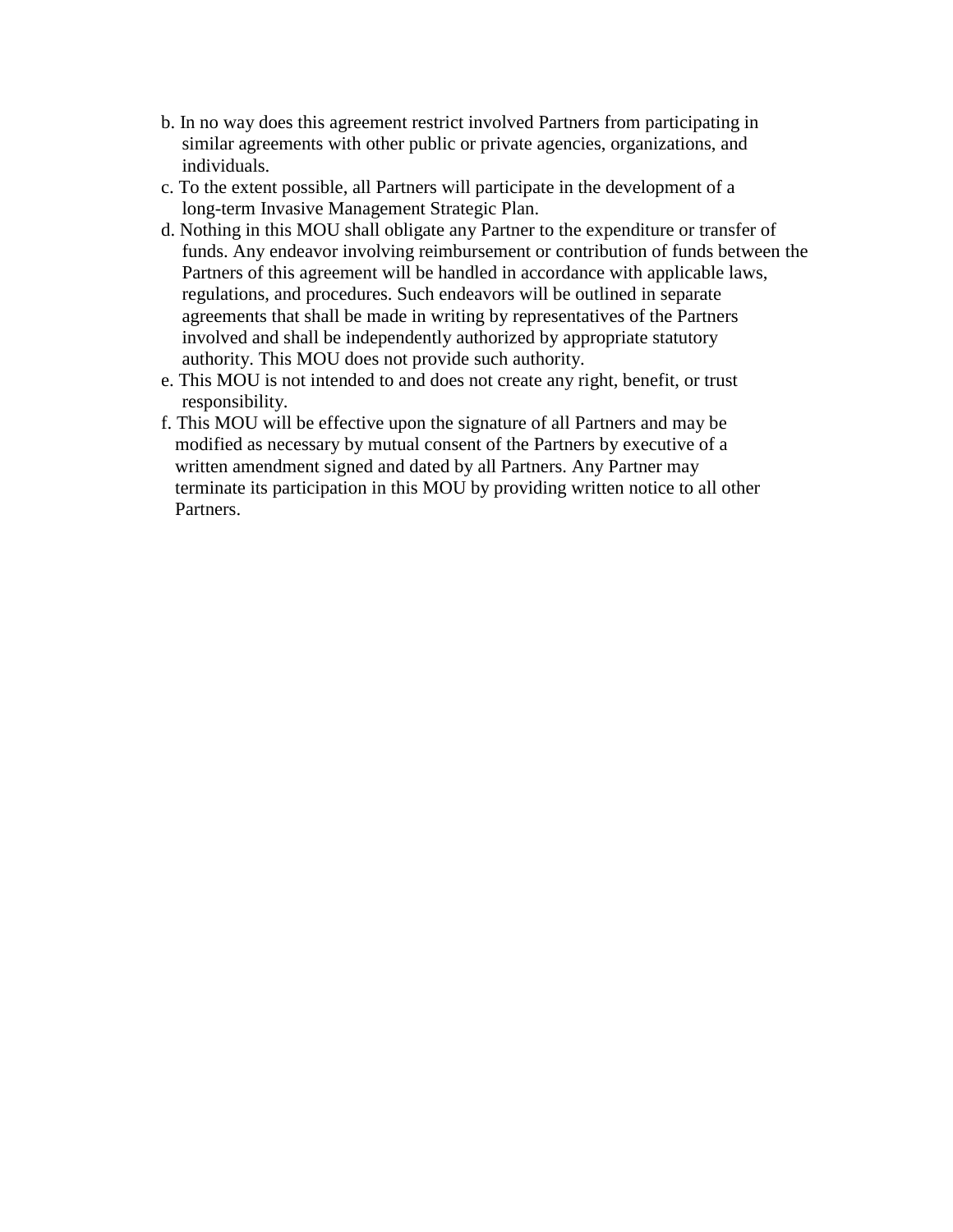b. In no way does this agreement restrict involved Partners from participating in similar agreements with other public or private agencies, organizations, and individuals.

c. To the extent possible, all Partners will participate in the development of a long-term Invasive Management Strategic Plan.

d. Nothing in this MOU shall obligate any Partner to the expenditure or transfer of funds. Any endeavor involving reimbursement or contribution of funds between the Partners of this agreement will be handled in accordance with applicable laws, regulations, and procedures. Such endeavors will be outlined in separate agreements that shall be made in writing by representatives of the Partners involved and shall be independently authorized by appropriate statutory authority. This MOU does not provide such authority.

e. This MOU is not intended to and does not create any right, benefit, or trust responsibility.

f. This MOU will be effective upon the signature of all Partners and may be modified as necessary by mutual consent of the Partners by executive of a written amendment signed and dated by all Partners. Any Partner may terminate its participation in this MOU by providing written notice to all other Partners.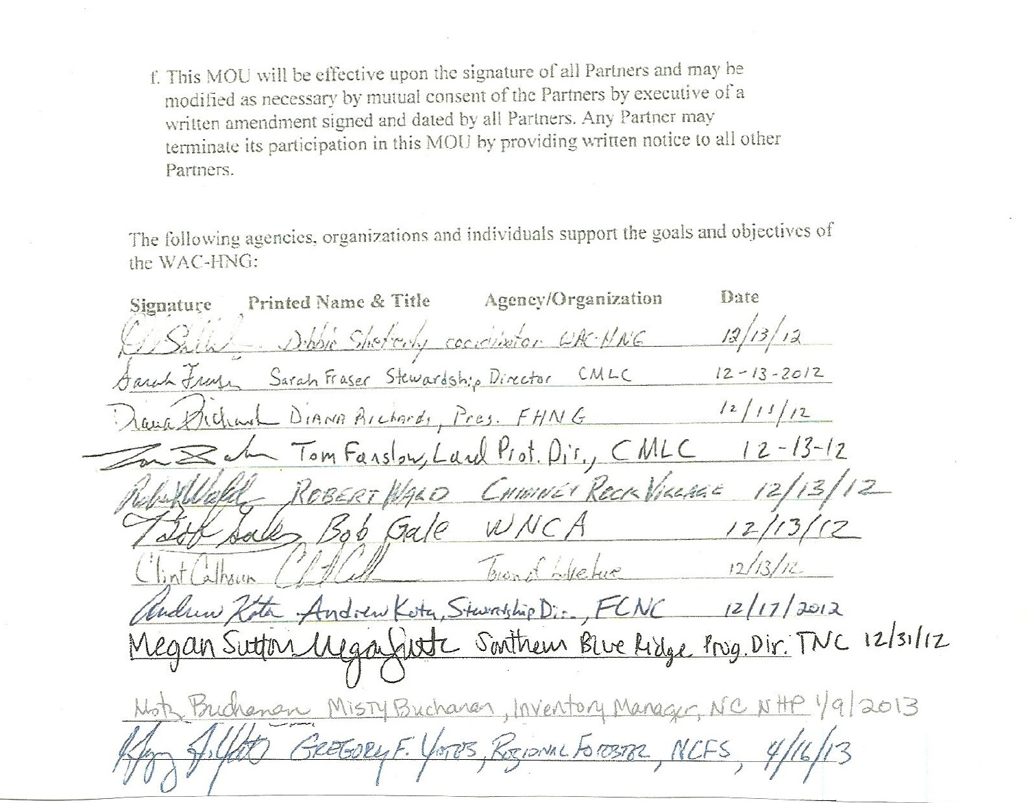f. This MOU will be effective upon the signature of all Partners and may be modified as necessary by mutual consent of the Partners by executive of a written amendment signed and dated by all Partners. Any Partner may terminate its participation in this MOU by providing written notice to all other Partners.

The following agencies, organizations and individuals support the goals and objectives of the WAC-HNG:

| Signature | Printed Name & Title | Agency/Organization | Date |
|---|---|---|---|
| [signature] | Debbie Shetterly coordinator | WAC-HNG | 12/13/12 |
| Sarah Fraser | Sarah Fraser Stewardship Director | CMLC | 12-13-2012 |
| Diana Richards | DIANA RICHARDS, Pres. | FHNG | 12/13/12 |
| [signature] | Tom Fanslow, Land Prot. Dir., | CMLC | 12-13-12 |
| Robert Ward | ROBERT WARD | CHIMNEY ROCK VILLAGE | 12/13/12 |
| [signature] | Bob Gale | WNCA | 12/13/12 |
| Clint Calhoun | [signature] | Town of Lake Lure | 12/13/12 |
| Andrew Kota | Andrew Kota, Stewardship Dir., | FCNC | 12/17/2012 |
| Megan Sutton | Megan Sutton Southern Blue Ridge Prog. Dir. | TNC | 12/31/12 |
| Misty Buchanan | MISTY BUCHANAN, Inventory Manager, | NC NHP | 1/9/2013 |
| [signature] | GREGORY F. YATES, REGIONAL FORESTER, | NCFS, | 4/16/13 |